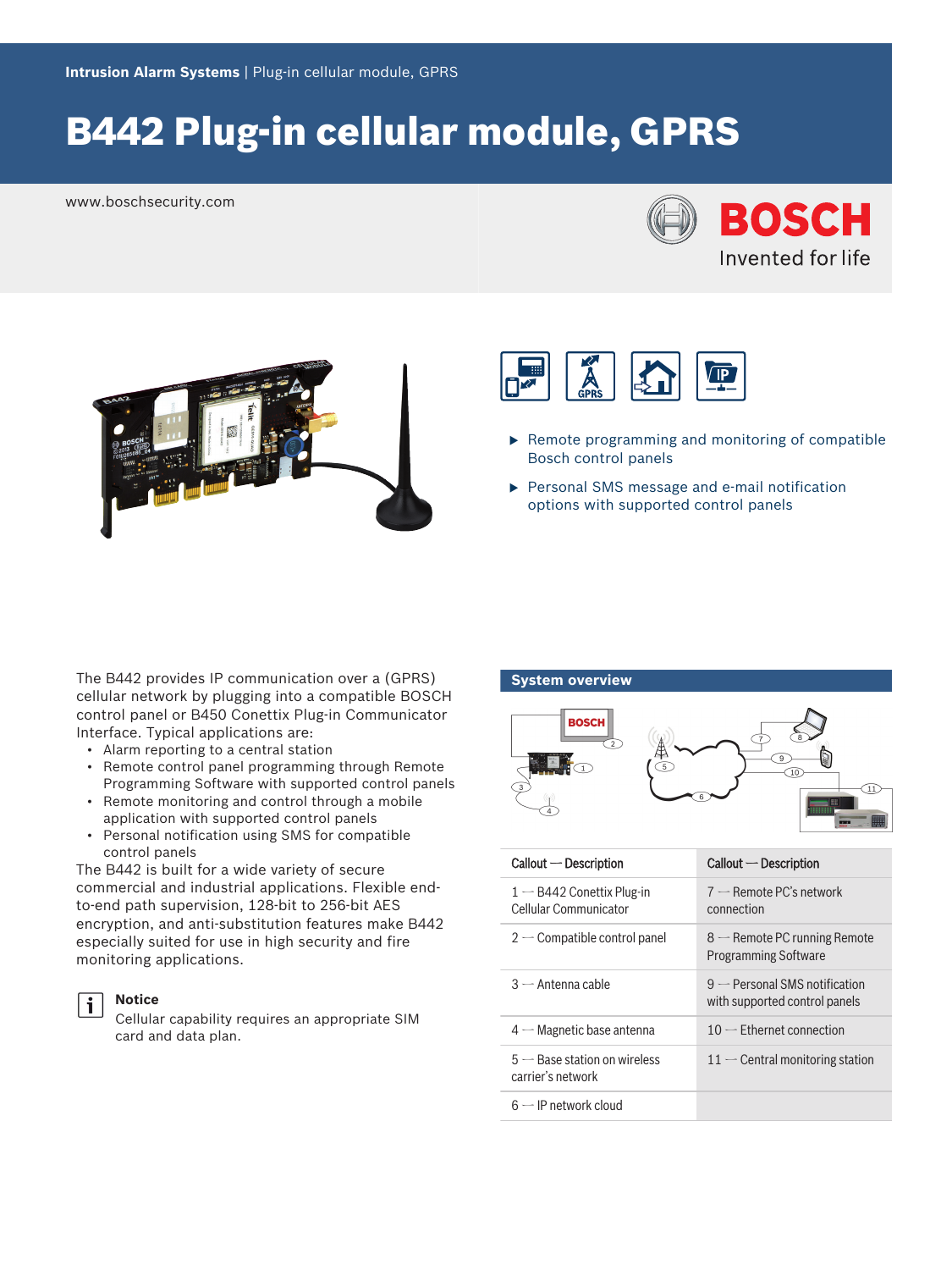**Intrusion Alarm Systems** | Plug-in cellular module, GPRS

# B442 Plug-in cellular module, GPRS

www.boschsecurity.com

- Remote programming and monitoring of compatible Bosch control panels
- Personal SMS message and e-mail notification options with supported control panels

The B442 provides IP communication over a (GPRS) cellular network by plugging into a compatible BOSCH control panel or B450 Conettix Plug-in Communicator Interface. Typical applications are:

- Alarm reporting to a central station
- Remote control panel programming through Remote Programming Software with supported control panels
- Remote monitoring and control through a mobile application with supported control panels
- Personal notification using SMS for compatible control panels

The B442 is built for a wide variety of secure commercial and industrial applications. Flexible end-to-end path supervision, 128-bit to 256-bit AES encryption, and anti-substitution features make B442 especially suited for use in high security and fire monitoring applications.

**Notice**
Cellular capability requires an appropriate SIM card and data plan.

## System overview

| Callout — Description | Callout — Description |
|---|---|
| 1 — B442 Conettix Plug-in Cellular Communicator | 7 — Remote PC's network connection |
| 2 — Compatible control panel | 8 — Remote PC running Remote Programming Software |
| 3 — Antenna cable | 9 — Personal SMS notification with supported control panels |
| 4 — Magnetic base antenna | 10 — Ethernet connection |
| 5 — Base station on wireless carrier's network | 11 — Central monitoring station |
| 6 — IP network cloud | |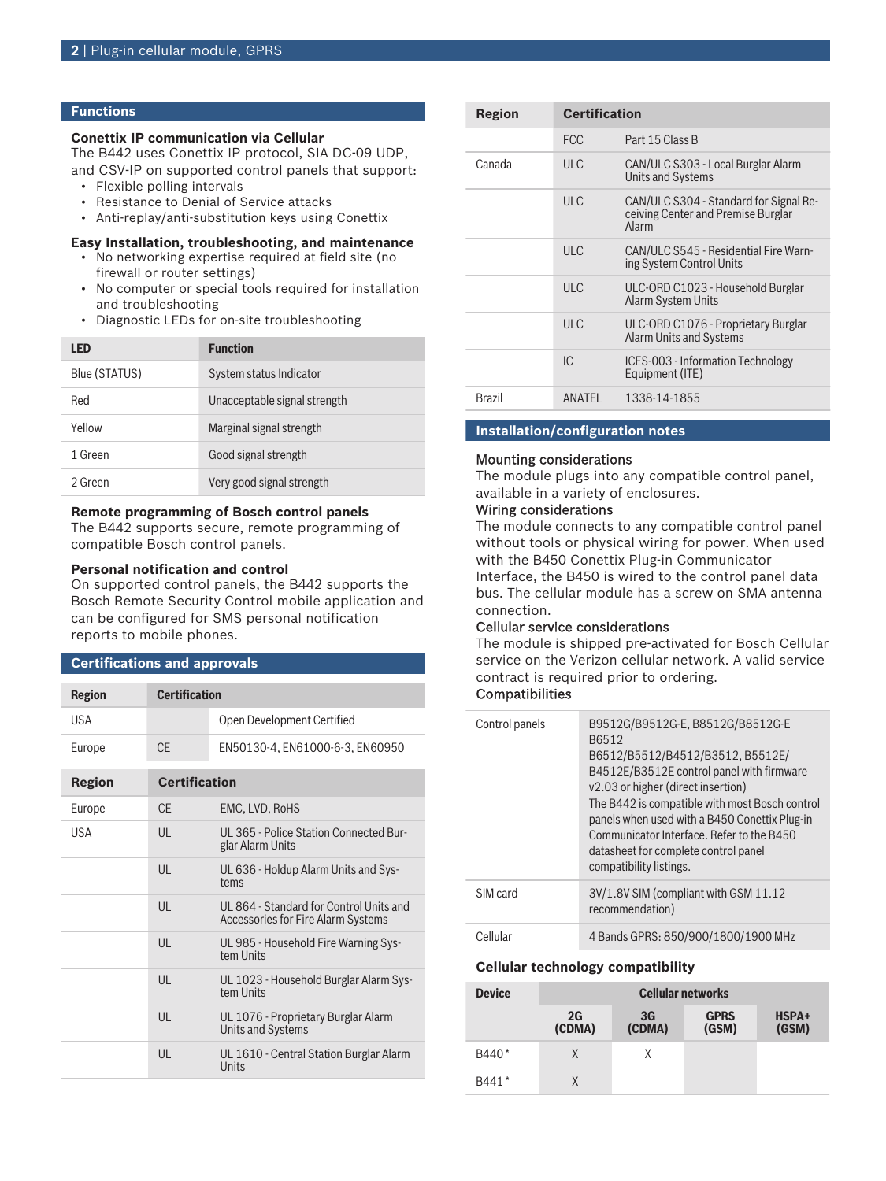## Functions

### Conettix IP communication via Cellular

The B442 uses Conettix IP protocol, SIA DC-09 UDP, and CSV-IP on supported control panels that support:

- Flexible polling intervals
- Resistance to Denial of Service attacks
- Anti-replay/anti-substitution keys using Conettix

### Easy Installation, troubleshooting, and maintenance

- No networking expertise required at field site (no firewall or router settings)
- No computer or special tools required for installation and troubleshooting
- Diagnostic LEDs for on-site troubleshooting

| LED | Function |
|---|---|
| Blue (STATUS) | System status Indicator |
| Red | Unacceptable signal strength |
| Yellow | Marginal signal strength |
| 1 Green | Good signal strength |
| 2 Green | Very good signal strength |

### Remote programming of Bosch control panels

The B442 supports secure, remote programming of compatible Bosch control panels.

### Personal notification and control

On supported control panels, the B442 supports the Bosch Remote Security Control mobile application and can be configured for SMS personal notification reports to mobile phones.

## Certifications and approvals

| Region | Certification | |
|---|---|---|
| USA | | Open Development Certified |
| Europe | CE | EN50130-4, EN61000-6-3, EN60950 |

| Region | Certification | |
|---|---|---|
| Europe | CE | EMC, LVD, RoHS |
| USA | UL | UL 365 - Police Station Connected Burglar Alarm Units |
| | UL | UL 636 - Holdup Alarm Units and Systems |
| | UL | UL 864 - Standard for Control Units and Accessories for Fire Alarm Systems |
| | UL | UL 985 - Household Fire Warning System Units |
| | UL | UL 1023 - Household Burglar Alarm System Units |
| | UL | UL 1076 - Proprietary Burglar Alarm Units and Systems |
| | UL | UL 1610 - Central Station Burglar Alarm Units |
| | FCC | Part 15 Class B |
| Canada | ULC | CAN/ULC S303 - Local Burglar Alarm Units and Systems |
| | ULC | CAN/ULC S304 - Standard for Signal Receiving Center and Premise Burglar Alarm |
| | ULC | CAN/ULC S545 - Residential Fire Warning System Control Units |
| | ULC | ULC-ORD C1023 - Household Burglar Alarm System Units |
| | ULC | ULC-ORD C1076 - Proprietary Burglar Alarm Units and Systems |
| | IC | ICES-003 - Information Technology Equipment (ITE) |
| Brazil | ANATEL | 1338-14-1855 |

## Installation/configuration notes

### Mounting considerations

The module plugs into any compatible control panel, available in a variety of enclosures.

### Wiring considerations

The module connects to any compatible control panel without tools or physical wiring for power. When used with the B450 Conettix Plug-in Communicator Interface, the B450 is wired to the control panel data bus. The cellular module has a screw on SMA antenna connection.

### Cellular service considerations

The module is shipped pre-activated for Bosch Cellular service on the Verizon cellular network. A valid service contract is required prior to ordering.

### Compatibilities

| | |
|---|---|
| Control panels | B9512G/B9512G-E, B8512G/B8512G-E B6512 B6512/B5512/B4512/B3512, B5512E/ B4512E/B3512E control panel with firmware v2.03 or higher (direct insertion) The B442 is compatible with most Bosch control panels when used with a B450 Conettix Plug-in Communicator Interface. Refer to the B450 datasheet for complete control panel compatibility listings. |
| SIM card | 3V/1.8V SIM (compliant with GSM 11.12 recommendation) |
| Cellular | 4 Bands GPRS: 850/900/1800/1900 MHz |

### Cellular technology compatibility

| Device | Cellular networks | | | |
|---|---|---|---|---|
| | 2G (CDMA) | 3G (CDMA) | GPRS (GSM) | HSPA+ (GSM) |
| B440* | X | X | | |
| B441* | X | | | |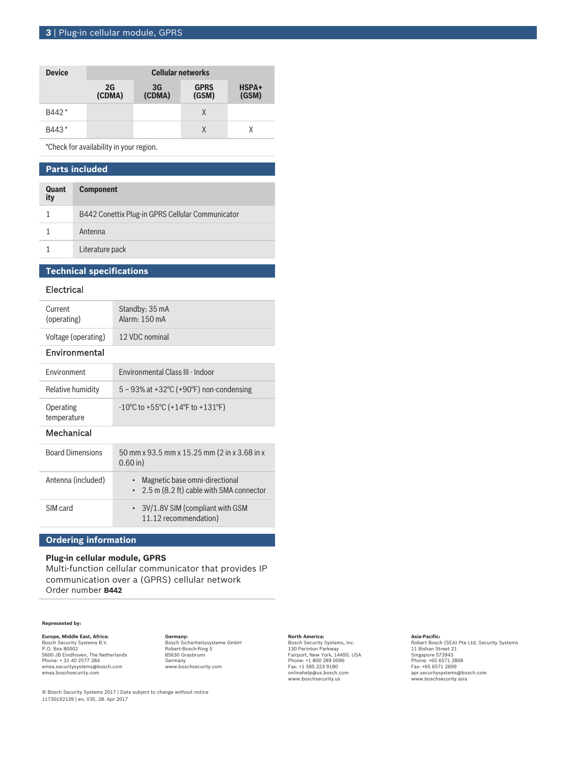| Device | Cellular networks | | | |
| --- | --- | --- | --- | --- |
| | 2G (CDMA) | 3G (CDMA) | GPRS (GSM) | HSPA+ (GSM) |
| B442* | | | X | |
| B443* | | | X | X |

*Check for availability in your region.

## Parts included

| Quantity | Component |
| --- | --- |
| 1 | B442 Conettix Plug-in GPRS Cellular Communicator |
| 1 | Antenna |
| 1 | Literature pack |

## Technical specifications

### Electrical

| | |
| --- | --- |
| Current (operating) | Standby: 35 mA<br>Alarm: 150 mA |
| Voltage (operating) | 12 VDC nominal |

### Environmental

| | |
| --- | --- |
| Environment | Environmental Class III - Indoor |
| Relative humidity | 5 – 93% at +32ºC (+90ºF) non-condensing |
| Operating temperature | -10ºC to +55ºC (+14ºF to +131ºF) |

### Mechanical

| | |
| --- | --- |
| Board Dimensions | 50 mm x 93.5 mm x 15.25 mm (2 in x 3.68 in x 0.60 in) |
| Antenna (included) | • Magnetic base omni-directional<br>• 2.5 m (8.2 ft) cable with SMA connector |
| SIM card | • 3V/1.8V SIM (compliant with GSM 11.12 recommendation) |

## Ordering information

**Plug-in cellular module, GPRS**
Multi-function cellular communicator that provides IP communication over a (GPRS) cellular network
Order number **B442**

**Represented by:**

**Europe, Middle East, Africa:**
Bosch Security Systems B.V.
P.O. Box 80002
5600 JB Eindhoven, The Netherlands
Phone: + 31 40 2577 284
emea.securitysystems@bosch.com
emea.boschsecurity.com

**Germany:**
Bosch Sicherheitssysteme GmbH
Robert-Bosch-Ring 5
85630 Grasbrunn
Germany
www.boschsecurity.com

**North America:**
Bosch Security Systems, Inc.
130 Perinton Parkway
Fairport, New York, 14450, USA
Phone: +1 800 289 0096
Fax: +1 585 223 9180
onlinehelp@us.bosch.com
www.boschsecurity.us

**Asia-Pacific:**
Robert Bosch (SEA) Pte Ltd, Security Systems
11 Bishan Street 21
Singapore 573943
Phone: +65 6571 2808
Fax: +65 6571 2699
apr.securitysystems@bosch.com
www.boschsecurity.asia

© Bosch Security Systems 2017 | Data subject to change without notice
11730192139 | en, V35, 28. Apr 2017